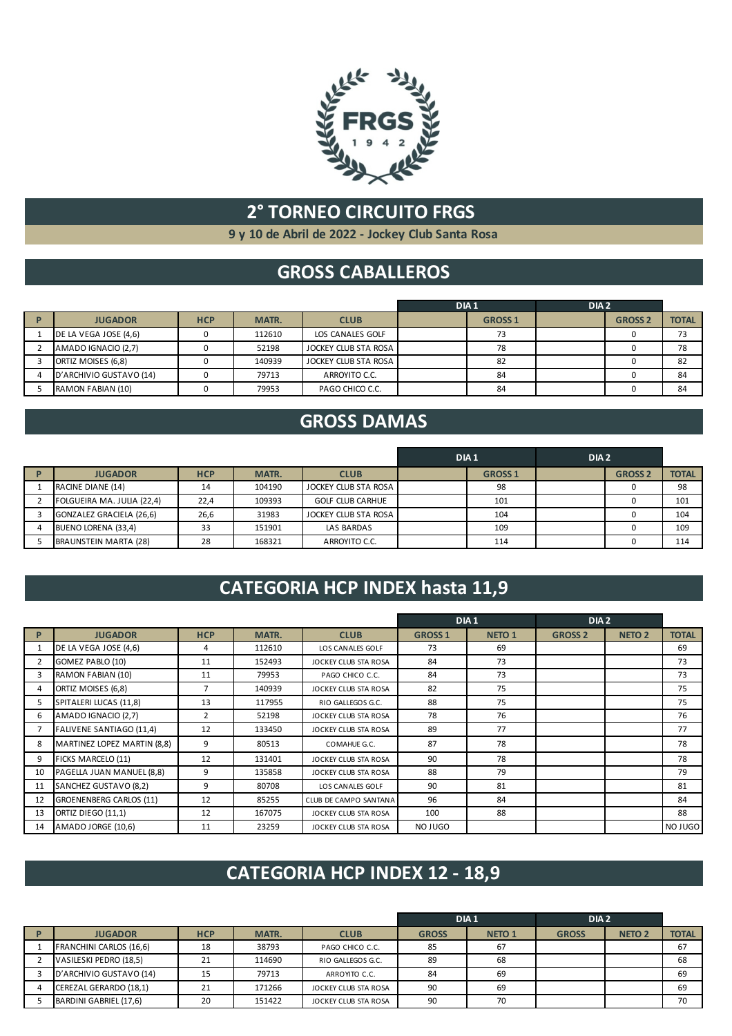# 2° TORNEO CIRCUITO FRGS

**9 y 10 de Abril de 2022 - Jockey Club Santa Rosa**

## GROSS CABALLEROS

| | | | | | DIA 1 | | DIA 2 | | |
|---|---|---|---|---|---|---|---|---|---|
| P | JUGADOR | HCP | MATR. | CLUB | | GROSS 1 | | GROSS 2 | TOTAL |
| 1 | DE LA VEGA JOSE (4,6) | 0 | 112610 | LOS CANALES GOLF | | 73 | | 0 | 73 |
| 2 | AMADO IGNACIO (2,7) | 0 | 52198 | JOCKEY CLUB STA ROSA | | 78 | | 0 | 78 |
| 3 | ORTIZ MOISES (6,8) | 0 | 140939 | JOCKEY CLUB STA ROSA | | 82 | | 0 | 82 |
| 4 | D'ARCHIVIO GUSTAVO (14) | 0 | 79713 | ARROYITO C.C. | | 84 | | 0 | 84 |
| 5 | RAMON FABIAN (10) | 0 | 79953 | PAGO CHICO C.C. | | 84 | | 0 | 84 |

## GROSS DAMAS

| | | | | | DIA 1 | | DIA 2 | | |
|---|---|---|---|---|---|---|---|---|---|
| P | JUGADOR | HCP | MATR. | CLUB | | GROSS 1 | | GROSS 2 | TOTAL |
| 1 | RACINE DIANE (14) | 14 | 104190 | JOCKEY CLUB STA ROSA | | 98 | | 0 | 98 |
| 2 | FOLGUEIRA MA. JULIA (22,4) | 22,4 | 109393 | GOLF CLUB CARHUE | | 101 | | 0 | 101 |
| 3 | GONZALEZ GRACIELA (26,6) | 26,6 | 31983 | JOCKEY CLUB STA ROSA | | 104 | | 0 | 104 |
| 4 | BUENO LORENA (33,4) | 33 | 151901 | LAS BARDAS | | 109 | | 0 | 109 |
| 5 | BRAUNSTEIN MARTA (28) | 28 | 168321 | ARROYITO C.C. | | 114 | | 0 | 114 |

## CATEGORIA HCP INDEX hasta 11,9

| | | | | | DIA 1 | | DIA 2 | | |
|---|---|---|---|---|---|---|---|---|---|
| P | JUGADOR | HCP | MATR. | CLUB | GROSS 1 | NETO 1 | GROSS 2 | NETO 2 | TOTAL |
| 1 | DE LA VEGA JOSE (4,6) | 4 | 112610 | LOS CANALES GOLF | 73 | 69 | | | 69 |
| 2 | GOMEZ PABLO (10) | 11 | 152493 | JOCKEY CLUB STA ROSA | 84 | 73 | | | 73 |
| 3 | RAMON FABIAN (10) | 11 | 79953 | PAGO CHICO C.C. | 84 | 73 | | | 73 |
| 4 | ORTIZ MOISES (6,8) | 7 | 140939 | JOCKEY CLUB STA ROSA | 82 | 75 | | | 75 |
| 5 | SPITALERI LUCAS (11,8) | 13 | 117955 | RIO GALLEGOS G.C. | 88 | 75 | | | 75 |
| 6 | AMADO IGNACIO (2,7) | 2 | 52198 | JOCKEY CLUB STA ROSA | 78 | 76 | | | 76 |
| 7 | FALIVENE SANTIAGO (11,4) | 12 | 133450 | JOCKEY CLUB STA ROSA | 89 | 77 | | | 77 |
| 8 | MARTINEZ LOPEZ MARTIN (8,8) | 9 | 80513 | COMAHUE G.C. | 87 | 78 | | | 78 |
| 9 | FICKS MARCELO (11) | 12 | 131401 | JOCKEY CLUB STA ROSA | 90 | 78 | | | 78 |
| 10 | PAGELLA JUAN MANUEL (8,8) | 9 | 135858 | JOCKEY CLUB STA ROSA | 88 | 79 | | | 79 |
| 11 | SANCHEZ GUSTAVO (8,2) | 9 | 80708 | LOS CANALES GOLF | 90 | 81 | | | 81 |
| 12 | GROENENBERG CARLOS (11) | 12 | 85255 | CLUB DE CAMPO SANTANA | 96 | 84 | | | 84 |
| 13 | ORTIZ DIEGO (11,1) | 12 | 167075 | JOCKEY CLUB STA ROSA | 100 | 88 | | | 88 |
| 14 | AMADO JORGE (10,6) | 11 | 23259 | JOCKEY CLUB STA ROSA | NO JUGO | | | | NO JUGO |

## CATEGORIA HCP INDEX 12 - 18,9

| | | | | | DIA 1 | | DIA 2 | | |
|---|---|---|---|---|---|---|---|---|---|
| P | JUGADOR | HCP | MATR. | CLUB | GROSS | NETO 1 | GROSS | NETO 2 | TOTAL |
| 1 | FRANCHINI CARLOS (16,6) | 18 | 38793 | PAGO CHICO C.C. | 85 | 67 | | | 67 |
| 2 | VASILESKI PEDRO (18,5) | 21 | 114690 | RIO GALLEGOS G.C. | 89 | 68 | | | 68 |
| 3 | D'ARCHIVIO GUSTAVO (14) | 15 | 79713 | ARROYITO C.C. | 84 | 69 | | | 69 |
| 4 | CEREZAL GERARDO (18,1) | 21 | 171266 | JOCKEY CLUB STA ROSA | 90 | 69 | | | 69 |
| 5 | BARDINI GABRIEL (17,6) | 20 | 151422 | JOCKEY CLUB STA ROSA | 90 | 70 | | | 70 |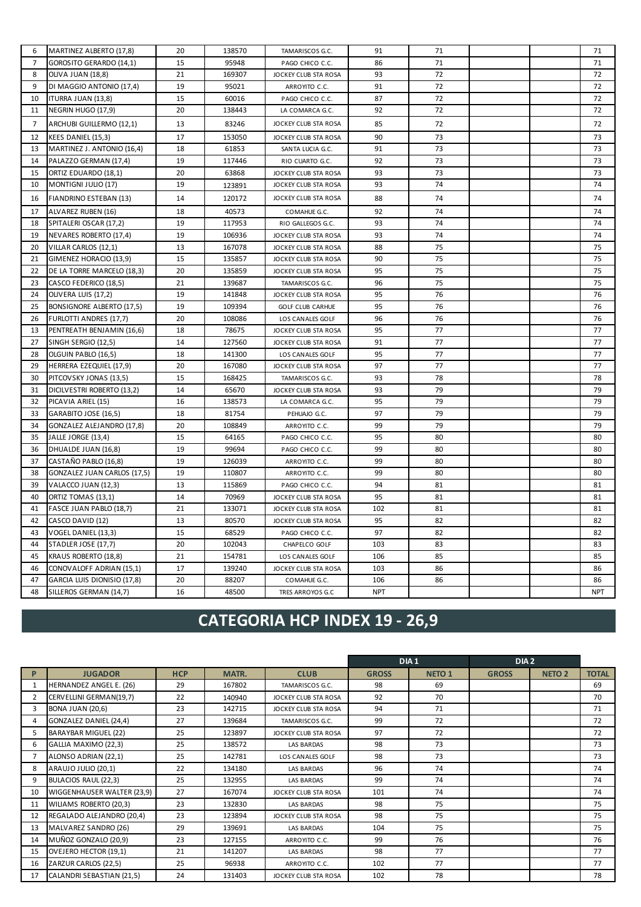| | | | | | | | | | |
|---|---|---|---|---|---|---|---|---|---|
| 6 | MARTINEZ ALBERTO (17,8) | 20 | 138570 | TAMARISCOS G.C. | 91 | 71 | | | 71 |
| 7 | GOROSITO GERARDO (14,1) | 15 | 95948 | PAGO CHICO C.C. | 86 | 71 | | | 71 |
| 8 | OLIVA JUAN (18,8) | 21 | 169307 | JOCKEY CLUB STA ROSA | 93 | 72 | | | 72 |
| 9 | DI MAGGIO ANTONIO (17,4) | 19 | 95021 | ARROYITO C.C. | 91 | 72 | | | 72 |
| 10 | ITURRA JUAN (13,8) | 15 | 60016 | PAGO CHICO C.C. | 87 | 72 | | | 72 |
| 11 | NEGRIN HUGO (17,9) | 20 | 138443 | LA COMARCA G.C. | 92 | 72 | | | 72 |
| 7 | ARCHUBI GUILLERMO (12,1) | 13 | 83246 | JOCKEY CLUB STA ROSA | 85 | 72 | | | 72 |
| 12 | KEES DANIEL (15,3) | 17 | 153050 | JOCKEY CLUB STA ROSA | 90 | 73 | | | 73 |
| 13 | MARTINEZ J. ANTONIO (16,4) | 18 | 61853 | SANTA LUCIA G.C. | 91 | 73 | | | 73 |
| 14 | PALAZZO GERMAN (17,4) | 19 | 117446 | RIO CUARTO G.C. | 92 | 73 | | | 73 |
| 15 | ORTIZ EDUARDO (18,1) | 20 | 63868 | JOCKEY CLUB STA ROSA | 93 | 73 | | | 73 |
| 10 | MONTIGNI JULIO (17) | 19 | 123891 | JOCKEY CLUB STA ROSA | 93 | 74 | | | 74 |
| 16 | FIANDRINO ESTEBAN (13) | 14 | 120172 | JOCKEY CLUB STA ROSA | 88 | 74 | | | 74 |
| 17 | ALVAREZ RUBEN (16) | 18 | 40573 | COMAHUE G.C. | 92 | 74 | | | 74 |
| 18 | SPITALERI OSCAR (17,2) | 19 | 117953 | RIO GALLEGOS G.C. | 93 | 74 | | | 74 |
| 19 | NEVARES ROBERTO (17,4) | 19 | 106936 | JOCKEY CLUB STA ROSA | 93 | 74 | | | 74 |
| 20 | VILLAR CARLOS (12,1) | 13 | 167078 | JOCKEY CLUB STA ROSA | 88 | 75 | | | 75 |
| 21 | GIMENEZ HORACIO (13,9) | 15 | 135857 | JOCKEY CLUB STA ROSA | 90 | 75 | | | 75 |
| 22 | DE LA TORRE MARCELO (18,3) | 20 | 135859 | JOCKEY CLUB STA ROSA | 95 | 75 | | | 75 |
| 23 | CASCO FEDERICO (18,5) | 21 | 139687 | TAMARISCOS G.C. | 96 | 75 | | | 75 |
| 24 | OLIVERA LUIS (17,2) | 19 | 141848 | JOCKEY CLUB STA ROSA | 95 | 76 | | | 76 |
| 25 | BONSIGNORE ALBERTO (17,5) | 19 | 109394 | GOLF CLUB CARHUE | 95 | 76 | | | 76 |
| 26 | FURLOTTI ANDRES (17,7) | 20 | 108086 | LOS CANALES GOLF | 96 | 76 | | | 76 |
| 13 | PENTREATH BENJAMIN (16,6) | 18 | 78675 | JOCKEY CLUB STA ROSA | 95 | 77 | | | 77 |
| 27 | SINGH SERGIO (12,5) | 14 | 127560 | JOCKEY CLUB STA ROSA | 91 | 77 | | | 77 |
| 28 | OLGUIN PABLO (16,5) | 18 | 141300 | LOS CANALES GOLF | 95 | 77 | | | 77 |
| 29 | HERRERA EZEQUIEL (17,9) | 20 | 167080 | JOCKEY CLUB STA ROSA | 97 | 77 | | | 77 |
| 30 | PITCOVSKY JONAS (13,5) | 15 | 168425 | TAMARISCOS G.C. | 93 | 78 | | | 78 |
| 31 | DICILVESTRI ROBERTO (13,2) | 14 | 65670 | JOCKEY CLUB STA ROSA | 93 | 79 | | | 79 |
| 32 | PICAVIA ARIEL (15) | 16 | 138573 | LA COMARCA G.C. | 95 | 79 | | | 79 |
| 33 | GARABITO JOSE (16,5) | 18 | 81754 | PEHUAJO G.C. | 97 | 79 | | | 79 |
| 34 | GONZALEZ ALEJANDRO (17,8) | 20 | 108849 | ARROYITO C.C. | 99 | 79 | | | 79 |
| 35 | JALLE JORGE (13,4) | 15 | 64165 | PAGO CHICO C.C. | 95 | 80 | | | 80 |
| 36 | DHUALDE JUAN (16,8) | 19 | 99694 | PAGO CHICO C.C. | 99 | 80 | | | 80 |
| 37 | CASTAÑO PABLO (16,8) | 19 | 126039 | ARROYITO C.C. | 99 | 80 | | | 80 |
| 38 | GONZALEZ JUAN CARLOS (17,5) | 19 | 110807 | ARROYITO C.C. | 99 | 80 | | | 80 |
| 39 | VALACCO JUAN (12,3) | 13 | 115869 | PAGO CHICO C.C. | 94 | 81 | | | 81 |
| 40 | ORTIZ TOMAS (13,1) | 14 | 70969 | JOCKEY CLUB STA ROSA | 95 | 81 | | | 81 |
| 41 | FASCE JUAN PABLO (18,7) | 21 | 133071 | JOCKEY CLUB STA ROSA | 102 | 81 | | | 81 |
| 42 | CASCO DAVID (12) | 13 | 80570 | JOCKEY CLUB STA ROSA | 95 | 82 | | | 82 |
| 43 | VOGEL DANIEL (13,3) | 15 | 68529 | PAGO CHICO C.C. | 97 | 82 | | | 82 |
| 44 | STADLER JOSE (17,7) | 20 | 102043 | CHAPELCO GOLF | 103 | 83 | | | 83 |
| 45 | KRAUS ROBERTO (18,8) | 21 | 154781 | LOS CANALES GOLF | 106 | 85 | | | 85 |
| 46 | CONOVALOFF ADRIAN (15,1) | 17 | 139240 | JOCKEY CLUB STA ROSA | 103 | 86 | | | 86 |
| 47 | GARCIA LUIS DIONISIO (17,8) | 20 | 88207 | COMAHUE G.C. | 106 | 86 | | | 86 |
| 48 | SILLEROS GERMAN (14,7) | 16 | 48500 | TRES ARROYOS G.C | NPT | | | | NPT |

# CATEGORIA HCP INDEX 19 - 26,9

| | | | | | DIA 1 | | DIA 2 | | |
|---|---|---|---|---|---|---|---|---|---|
| P | JUGADOR | HCP | MATR. | CLUB | GROSS | NETO 1 | GROSS | NETO 2 | TOTAL |
| 1 | HERNANDEZ ANGEL E. (26) | 29 | 167802 | TAMARISCOS G.C. | 98 | 69 | | | 69 |
| 2 | CERVELLINI GERMAN(19,7) | 22 | 140940 | JOCKEY CLUB STA ROSA | 92 | 70 | | | 70 |
| 3 | BONA JUAN (20,6) | 23 | 142715 | JOCKEY CLUB STA ROSA | 94 | 71 | | | 71 |
| 4 | GONZALEZ DANIEL (24,4) | 27 | 139684 | TAMARISCOS G.C. | 99 | 72 | | | 72 |
| 5 | BARAYBAR MIGUEL (22) | 25 | 123897 | JOCKEY CLUB STA ROSA | 97 | 72 | | | 72 |
| 6 | GALLIA MAXIMO (22,3) | 25 | 138572 | LAS BARDAS | 98 | 73 | | | 73 |
| 7 | ALONSO ADRIAN (22,1) | 25 | 142781 | LOS CANALES GOLF | 98 | 73 | | | 73 |
| 8 | ARAUJO JULIO (20,1) | 22 | 134180 | LAS BARDAS | 96 | 74 | | | 74 |
| 9 | BULACIOS RAUL (22,3) | 25 | 132955 | LAS BARDAS | 99 | 74 | | | 74 |
| 10 | WIGGENHAUSER WALTER (23,9) | 27 | 167074 | JOCKEY CLUB STA ROSA | 101 | 74 | | | 74 |
| 11 | WILIAMS ROBERTO (20,3) | 23 | 132830 | LAS BARDAS | 98 | 75 | | | 75 |
| 12 | REGALADO ALEJANDRO (20,4) | 23 | 123894 | JOCKEY CLUB STA ROSA | 98 | 75 | | | 75 |
| 13 | MALVAREZ SANDRO (26) | 29 | 139691 | LAS BARDAS | 104 | 75 | | | 75 |
| 14 | MUÑOZ GONZALO (20,9) | 23 | 127155 | ARROYITO C.C. | 99 | 76 | | | 76 |
| 15 | OVEJERO HECTOR (19,1) | 21 | 141207 | LAS BARDAS | 98 | 77 | | | 77 |
| 16 | ZARZUR CARLOS (22,5) | 25 | 96938 | ARROYITO C.C. | 102 | 77 | | | 77 |
| 17 | CALANDRI SEBASTIAN (21,5) | 24 | 131403 | JOCKEY CLUB STA ROSA | 102 | 78 | | | 78 |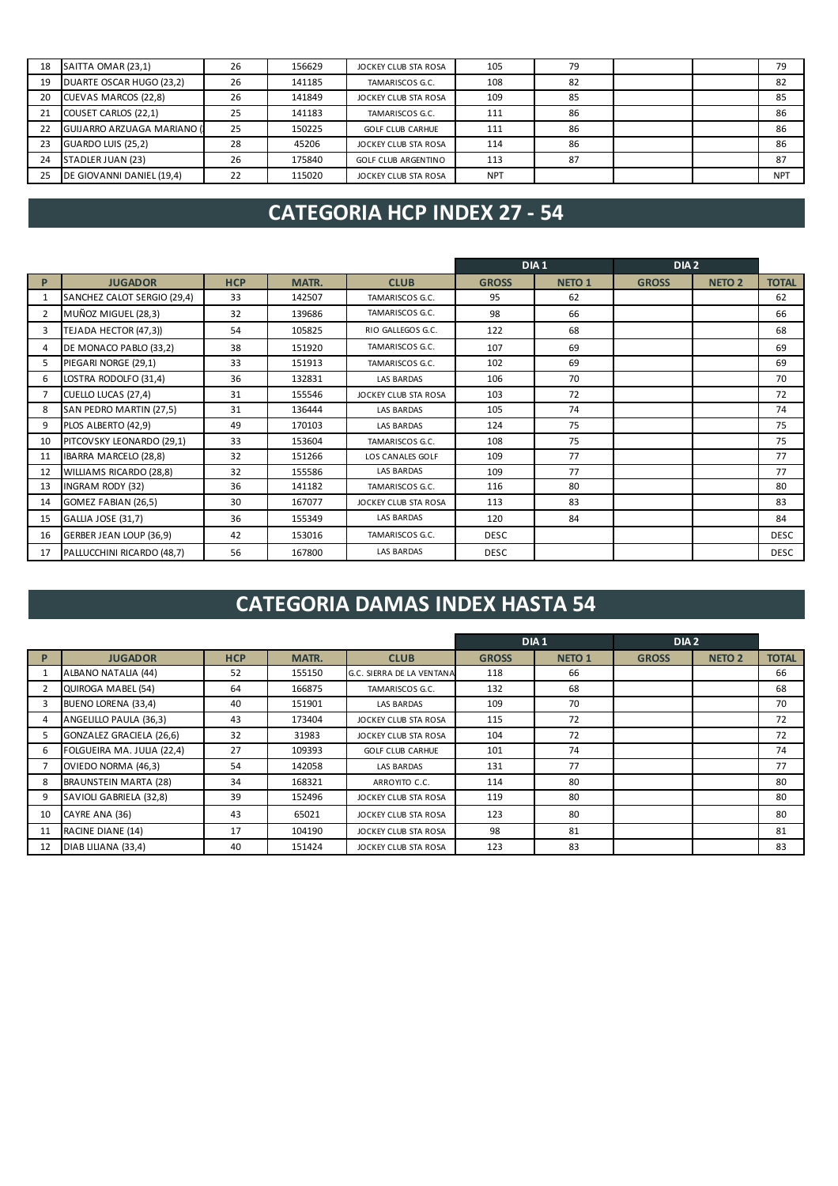| | | | | | | | | | |
|---|---|---|---|---|---|---|---|---|---|
| 18 | SAITTA OMAR (23,1) | 26 | 156629 | JOCKEY CLUB STA ROSA | 105 | 79 | | | 79 |
| 19 | DUARTE OSCAR HUGO (23,2) | 26 | 141185 | TAMARISCOS G.C. | 108 | 82 | | | 82 |
| 20 | CUEVAS MARCOS (22,8) | 26 | 141849 | JOCKEY CLUB STA ROSA | 109 | 85 | | | 85 |
| 21 | COUSET CARLOS (22,1) | 25 | 141183 | TAMARISCOS G.C. | 111 | 86 | | | 86 |
| 22 | GUIJARRO ARZUAGA MARIANO ( | 25 | 150225 | GOLF CLUB CARHUE | 111 | 86 | | | 86 |
| 23 | GUARDO LUIS (25,2) | 28 | 45206 | JOCKEY CLUB STA ROSA | 114 | 86 | | | 86 |
| 24 | STADLER JUAN (23) | 26 | 175840 | GOLF CLUB ARGENTINO | 113 | 87 | | | 87 |
| 25 | DE GIOVANNI DANIEL (19,4) | 22 | 115020 | JOCKEY CLUB STA ROSA | NPT | | | | NPT |

## CATEGORIA HCP INDEX 27 - 54

| | | | | | DIA 1 | | DIA 2 | | |
|---|---|---|---|---|---|---|---|---|---|
| P | JUGADOR | HCP | MATR. | CLUB | GROSS | NETO 1 | GROSS | NETO 2 | TOTAL |
| 1 | SANCHEZ CALOT SERGIO (29,4) | 33 | 142507 | TAMARISCOS G.C. | 95 | 62 | | | 62 |
| 2 | MUÑOZ MIGUEL (28,3) | 32 | 139686 | TAMARISCOS G.C. | 98 | 66 | | | 66 |
| 3 | TEJADA HECTOR (47,3)) | 54 | 105825 | RIO GALLEGOS G.C. | 122 | 68 | | | 68 |
| 4 | DE MONACO PABLO (33,2) | 38 | 151920 | TAMARISCOS G.C. | 107 | 69 | | | 69 |
| 5 | PIEGARI NORGE (29,1) | 33 | 151913 | TAMARISCOS G.C. | 102 | 69 | | | 69 |
| 6 | LOSTRA RODOLFO (31,4) | 36 | 132831 | LAS BARDAS | 106 | 70 | | | 70 |
| 7 | CUELLO LUCAS (27,4) | 31 | 155546 | JOCKEY CLUB STA ROSA | 103 | 72 | | | 72 |
| 8 | SAN PEDRO MARTIN (27,5) | 31 | 136444 | LAS BARDAS | 105 | 74 | | | 74 |
| 9 | PLOS ALBERTO (42,9) | 49 | 170103 | LAS BARDAS | 124 | 75 | | | 75 |
| 10 | PITCOVSKY LEONARDO (29,1) | 33 | 153604 | TAMARISCOS G.C. | 108 | 75 | | | 75 |
| 11 | IBARRA MARCELO (28,8) | 32 | 151266 | LOS CANALES GOLF | 109 | 77 | | | 77 |
| 12 | WILLIAMS RICARDO (28,8) | 32 | 155586 | LAS BARDAS | 109 | 77 | | | 77 |
| 13 | INGRAM RODY (32) | 36 | 141182 | TAMARISCOS G.C. | 116 | 80 | | | 80 |
| 14 | GOMEZ FABIAN (26,5) | 30 | 167077 | JOCKEY CLUB STA ROSA | 113 | 83 | | | 83 |
| 15 | GALLIA JOSE (31,7) | 36 | 155349 | LAS BARDAS | 120 | 84 | | | 84 |
| 16 | GERBER JEAN LOUP (36,9) | 42 | 153016 | TAMARISCOS G.C. | DESC | | | | DESC |
| 17 | PALLUCCHINI RICARDO (48,7) | 56 | 167800 | LAS BARDAS | DESC | | | | DESC |

## CATEGORIA DAMAS INDEX HASTA 54

| | | | | | DIA 1 | | DIA 2 | | |
|---|---|---|---|---|---|---|---|---|---|
| P | JUGADOR | HCP | MATR. | CLUB | GROSS | NETO 1 | GROSS | NETO 2 | TOTAL |
| 1 | ALBANO NATALIA (44) | 52 | 155150 | G.C. SIERRA DE LA VENTANA | 118 | 66 | | | 66 |
| 2 | QUIROGA MABEL (54) | 64 | 166875 | TAMARISCOS G.C. | 132 | 68 | | | 68 |
| 3 | BUENO LORENA (33,4) | 40 | 151901 | LAS BARDAS | 109 | 70 | | | 70 |
| 4 | ANGELILLO PAULA (36,3) | 43 | 173404 | JOCKEY CLUB STA ROSA | 115 | 72 | | | 72 |
| 5 | GONZALEZ GRACIELA (26,6) | 32 | 31983 | JOCKEY CLUB STA ROSA | 104 | 72 | | | 72 |
| 6 | FOLGUEIRA MA. JULIA (22,4) | 27 | 109393 | GOLF CLUB CARHUE | 101 | 74 | | | 74 |
| 7 | OVIEDO NORMA (46,3) | 54 | 142058 | LAS BARDAS | 131 | 77 | | | 77 |
| 8 | BRAUNSTEIN MARTA (28) | 34 | 168321 | ARROYITO C.C. | 114 | 80 | | | 80 |
| 9 | SAVIOLI GABRIELA (32,8) | 39 | 152496 | JOCKEY CLUB STA ROSA | 119 | 80 | | | 80 |
| 10 | CAYRE ANA (36) | 43 | 65021 | JOCKEY CLUB STA ROSA | 123 | 80 | | | 80 |
| 11 | RACINE DIANE (14) | 17 | 104190 | JOCKEY CLUB STA ROSA | 98 | 81 | | | 81 |
| 12 | DIAB LILIANA (33,4) | 40 | 151424 | JOCKEY CLUB STA ROSA | 123 | 83 | | | 83 |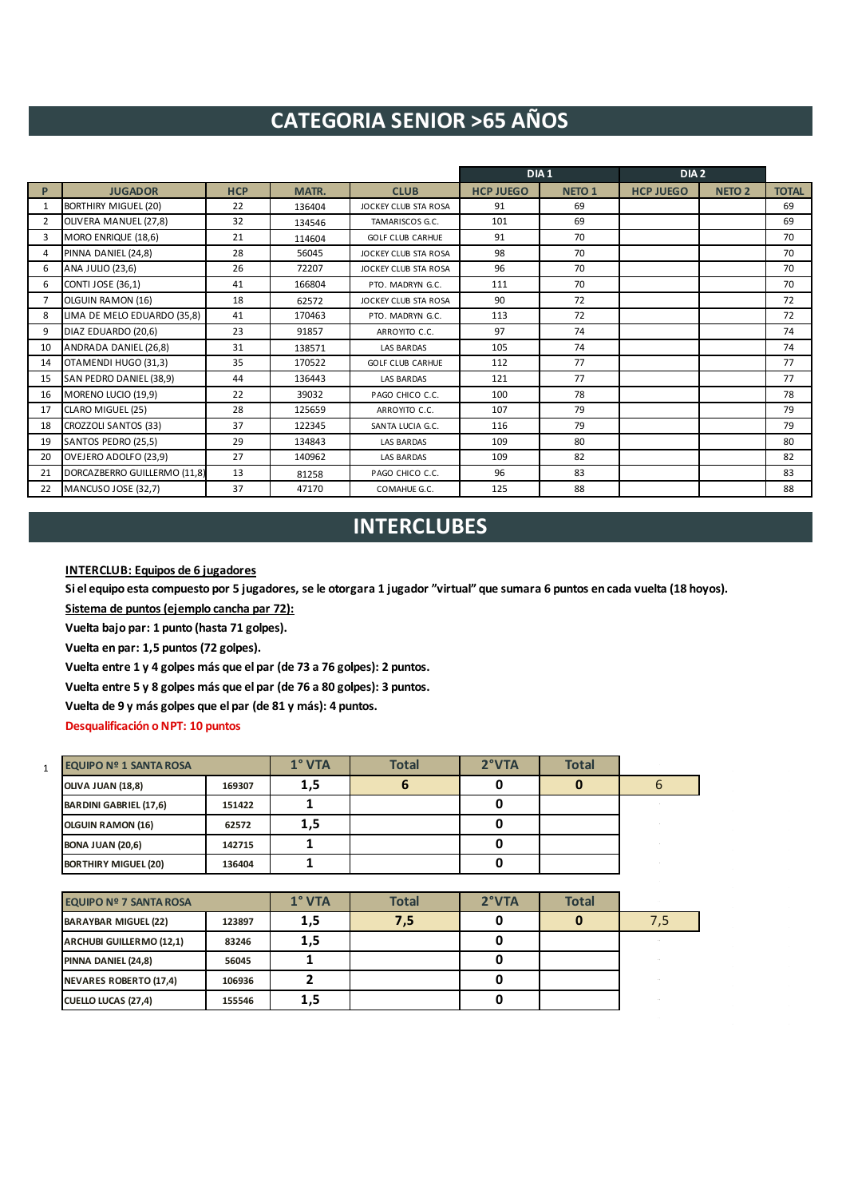# CATEGORIA SENIOR >65 AÑOS

| | | | | | DIA 1 | | DIA 2 | | |
|---|---|---|---|---|---|---|---|---|---|
| P | JUGADOR | HCP | MATR. | CLUB | HCP JUEGO | NETO 1 | HCP JUEGO | NETO 2 | TOTAL |
| 1 | BORTHIRY MIGUEL (20) | 22 | 136404 | JOCKEY CLUB STA ROSA | 91 | 69 | | | 69 |
| 2 | OLIVERA MANUEL (27,8) | 32 | 134546 | TAMARISCOS G.C. | 101 | 69 | | | 69 |
| 3 | MORO ENRIQUE (18,6) | 21 | 114604 | GOLF CLUB CARHUE | 91 | 70 | | | 70 |
| 4 | PINNA DANIEL (24,8) | 28 | 56045 | JOCKEY CLUB STA ROSA | 98 | 70 | | | 70 |
| 6 | ANA JULIO (23,6) | 26 | 72207 | JOCKEY CLUB STA ROSA | 96 | 70 | | | 70 |
| 6 | CONTI JOSE (36,1) | 41 | 166804 | PTO. MADRYN G.C. | 111 | 70 | | | 70 |
| 7 | OLGUIN RAMON (16) | 18 | 62572 | JOCKEY CLUB STA ROSA | 90 | 72 | | | 72 |
| 8 | LIMA DE MELO EDUARDO (35,8) | 41 | 170463 | PTO. MADRYN G.C. | 113 | 72 | | | 72 |
| 9 | DIAZ EDUARDO (20,6) | 23 | 91857 | ARROYITO C.C. | 97 | 74 | | | 74 |
| 10 | ANDRADA DANIEL (26,8) | 31 | 138571 | LAS BARDAS | 105 | 74 | | | 74 |
| 14 | OTAMENDI HUGO (31,3) | 35 | 170522 | GOLF CLUB CARHUE | 112 | 77 | | | 77 |
| 15 | SAN PEDRO DANIEL (38,9) | 44 | 136443 | LAS BARDAS | 121 | 77 | | | 77 |
| 16 | MORENO LUCIO (19,9) | 22 | 39032 | PAGO CHICO C.C. | 100 | 78 | | | 78 |
| 17 | CLARO MIGUEL (25) | 28 | 125659 | ARROYITO C.C. | 107 | 79 | | | 79 |
| 18 | CROZZOLI SANTOS (33) | 37 | 122345 | SANTA LUCIA G.C. | 116 | 79 | | | 79 |
| 19 | SANTOS PEDRO (25,5) | 29 | 134843 | LAS BARDAS | 109 | 80 | | | 80 |
| 20 | OVEJERO ADOLFO (23,9) | 27 | 140962 | LAS BARDAS | 109 | 82 | | | 82 |
| 21 | DORCAZBERRO GUILLERMO (11,8) | 13 | 81258 | PAGO CHICO C.C. | 96 | 83 | | | 83 |
| 22 | MANCUSO JOSE (32,7) | 37 | 47170 | COMAHUE G.C. | 125 | 88 | | | 88 |

# INTERCLUBES

**INTERCLUB: Equipos de 6 jugadores**

**Si el equipo esta compuesto por 5 jugadores, se le otorgara 1 jugador "virtual" que sumara 6 puntos en cada vuelta (18 hoyos).**

**Sistema de puntos (ejemplo cancha par 72):**

**Vuelta bajo par: 1 punto (hasta 71 golpes).**

**Vuelta en par: 1,5 puntos (72 golpes).**

**Vuelta entre 1 y 4 golpes más que el par (de 73 a 76 golpes): 2 puntos.**

**Vuelta entre 5 y 8 golpes más que el par (de 76 a 80 golpes): 3 puntos.**

**Vuelta de 9 y más golpes que el par (de 81 y más): 4 puntos.**

**Desqualificación o NPT: 10 puntos**

1

| EQUIPO Nº 1 SANTA ROSA | | 1° VTA | Total | 2°VTA | Total | |
|---|---|---|---|---|---|---|
| OLIVA JUAN (18,8) | 169307 | 1,5 | 6 | 0 | 0 | 6 |
| BARDINI GABRIEL (17,6) | 151422 | 1 | | 0 | | |
| OLGUIN RAMON (16) | 62572 | 1,5 | | 0 | | |
| BONA JUAN (20,6) | 142715 | 1 | | 0 | | |
| BORTHIRY MIGUEL (20) | 136404 | 1 | | 0 | | |

| EQUIPO Nº 7 SANTA ROSA | | 1° VTA | Total | 2°VTA | Total | |
|---|---|---|---|---|---|---|
| BARAYBAR MIGUEL (22) | 123897 | 1,5 | 7,5 | 0 | 0 | 7,5 |
| ARCHUBI GUILLERMO (12,1) | 83246 | 1,5 | | 0 | | |
| PINNA DANIEL (24,8) | 56045 | 1 | | 0 | | |
| NEVARES ROBERTO (17,4) | 106936 | 2 | | 0 | | |
| CUELLO LUCAS (27,4) | 155546 | 1,5 | | 0 | | |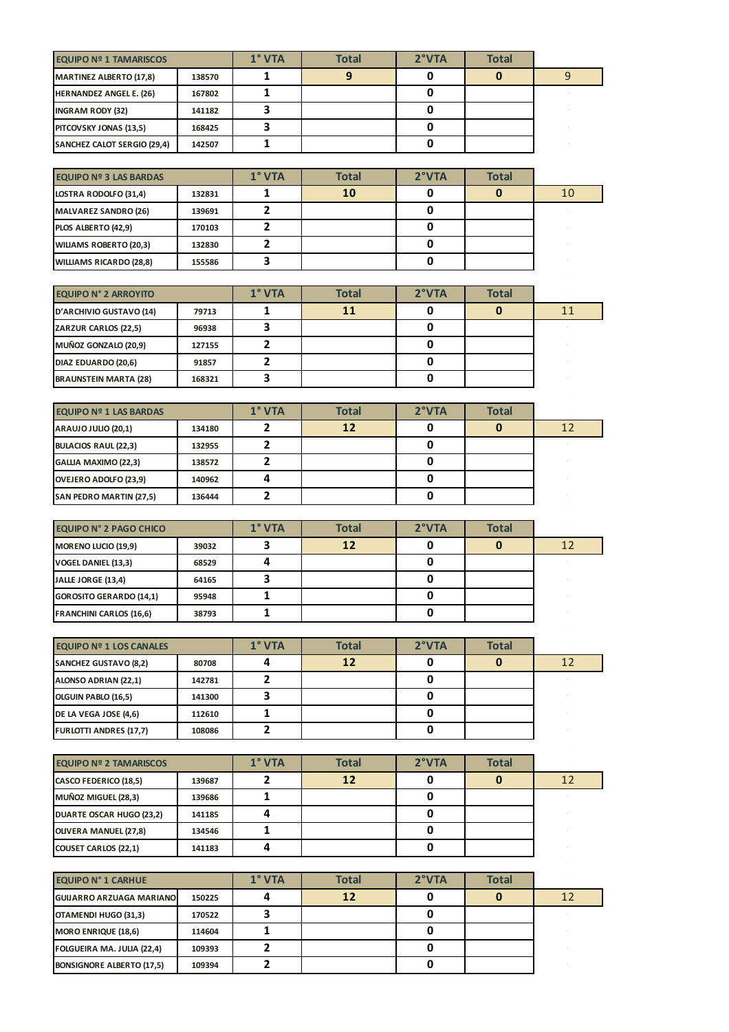| EQUIPO Nº 1 TAMARISCOS | | 1° VTA | Total | 2°VTA | Total | |
|---|---|---|---|---|---|---|
| MARTINEZ ALBERTO (17,8) | 138570 | 1 | 9 | 0 | 0 | 9 |
| HERNANDEZ ANGEL E. (26) | 167802 | 1 | | 0 | | |
| INGRAM RODY (32) | 141182 | 3 | | 0 | | |
| PITCOVSKY JONAS (13,5) | 168425 | 3 | | 0 | | |
| SANCHEZ CALOT SERGIO (29,4) | 142507 | 1 | | 0 | | |

| EQUIPO Nº 3 LAS BARDAS | | 1° VTA | Total | 2°VTA | Total | |
|---|---|---|---|---|---|---|
| LOSTRA RODOLFO (31,4) | 132831 | 1 | 10 | 0 | 0 | 10 |
| MALVAREZ SANDRO (26) | 139691 | 2 | | 0 | | |
| PLOS ALBERTO (42,9) | 170103 | 2 | | 0 | | |
| WILIAMS ROBERTO (20,3) | 132830 | 2 | | 0 | | |
| WILLIAMS RICARDO (28,8) | 155586 | 3 | | 0 | | |

| EQUIPO N° 2 ARROYITO | | 1° VTA | Total | 2°VTA | Total | |
|---|---|---|---|---|---|---|
| D'ARCHIVIO GUSTAVO (14) | 79713 | 1 | 11 | 0 | 0 | 11 |
| ZARZUR CARLOS (22,5) | 96938 | 3 | | 0 | | |
| MUÑOZ GONZALO (20,9) | 127155 | 2 | | 0 | | |
| DIAZ EDUARDO (20,6) | 91857 | 2 | | 0 | | |
| BRAUNSTEIN MARTA (28) | 168321 | 3 | | 0 | | |

| EQUIPO Nº 1 LAS BARDAS | | 1° VTA | Total | 2°VTA | Total | |
|---|---|---|---|---|---|---|
| ARAUJO JULIO (20,1) | 134180 | 2 | 12 | 0 | 0 | 12 |
| BULACIOS RAUL (22,3) | 132955 | 2 | | 0 | | |
| GALLIA MAXIMO (22,3) | 138572 | 2 | | 0 | | |
| OVEJERO ADOLFO (23,9) | 140962 | 4 | | 0 | | |
| SAN PEDRO MARTIN (27,5) | 136444 | 2 | | 0 | | |

| EQUIPO N° 2 PAGO CHICO | | 1° VTA | Total | 2°VTA | Total | |
|---|---|---|---|---|---|---|
| MORENO LUCIO (19,9) | 39032 | 3 | 12 | 0 | 0 | 12 |
| VOGEL DANIEL (13,3) | 68529 | 4 | | 0 | | |
| JALLE JORGE (13,4) | 64165 | 3 | | 0 | | |
| GOROSITO GERARDO (14,1) | 95948 | 1 | | 0 | | |
| FRANCHINI CARLOS (16,6) | 38793 | 1 | | 0 | | |

| EQUIPO Nº 1 LOS CANALES | | 1° VTA | Total | 2°VTA | Total | |
|---|---|---|---|---|---|---|
| SANCHEZ GUSTAVO (8,2) | 80708 | 4 | 12 | 0 | 0 | 12 |
| ALONSO ADRIAN (22,1) | 142781 | 2 | | 0 | | |
| OLGUIN PABLO (16,5) | 141300 | 3 | | 0 | | |
| DE LA VEGA JOSE (4,6) | 112610 | 1 | | 0 | | |
| FURLOTTI ANDRES (17,7) | 108086 | 2 | | 0 | | |

| EQUIPO Nº 2 TAMARISCOS | | 1° VTA | Total | 2°VTA | Total | |
|---|---|---|---|---|---|---|
| CASCO FEDERICO (18,5) | 139687 | 2 | 12 | 0 | 0 | 12 |
| MUÑOZ MIGUEL (28,3) | 139686 | 1 | | 0 | | |
| DUARTE OSCAR HUGO (23,2) | 141185 | 4 | | 0 | | |
| OLIVERA MANUEL (27,8) | 134546 | 1 | | 0 | | |
| COUSET CARLOS (22,1) | 141183 | 4 | | 0 | | |

| EQUIPO N° 1 CARHUE | | 1° VTA | Total | 2°VTA | Total | |
|---|---|---|---|---|---|---|
| GUIJARRO ARZUAGA MARIANO | 150225 | 4 | 12 | 0 | 0 | 12 |
| OTAMENDI HUGO (31,3) | 170522 | 3 | | 0 | | |
| MORO ENRIQUE (18,6) | 114604 | 1 | | 0 | | |
| FOLGUEIRA MA. JULIA (22,4) | 109393 | 2 | | 0 | | |
| BONSIGNORE ALBERTO (17,5) | 109394 | 2 | | 0 | | |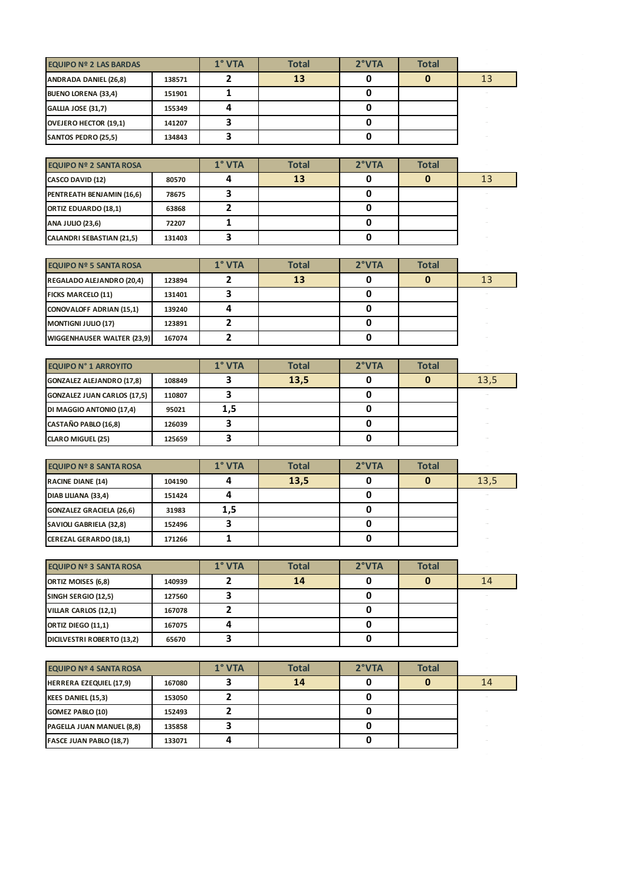| EQUIPO Nº 2 LAS BARDAS | | 1° VTA | Total | 2°VTA | Total | |
|---|---|---|---|---|---|---|
| ANDRADA DANIEL (26,8) | 138571 | 2 | 13 | 0 | 0 | 13 |
| BUENO LORENA (33,4) | 151901 | 1 | | 0 | | |
| GALLIA JOSE (31,7) | 155349 | 4 | | 0 | | |
| OVEJERO HECTOR (19,1) | 141207 | 3 | | 0 | | |
| SANTOS PEDRO (25,5) | 134843 | 3 | | 0 | | |

| EQUIPO Nº 2 SANTA ROSA | | 1° VTA | Total | 2°VTA | Total | |
|---|---|---|---|---|---|---|
| CASCO DAVID (12) | 80570 | 4 | 13 | 0 | 0 | 13 |
| PENTREATH BENJAMIN (16,6) | 78675 | 3 | | 0 | | |
| ORTIZ EDUARDO (18,1) | 63868 | 2 | | 0 | | |
| ANA JULIO (23,6) | 72207 | 1 | | 0 | | |
| CALANDRI SEBASTIAN (21,5) | 131403 | 3 | | 0 | | |

| EQUIPO Nº 5 SANTA ROSA | | 1° VTA | Total | 2°VTA | Total | |
|---|---|---|---|---|---|---|
| REGALADO ALEJANDRO (20,4) | 123894 | 2 | 13 | 0 | 0 | 13 |
| FICKS MARCELO (11) | 131401 | 3 | | 0 | | |
| CONOVALOFF ADRIAN (15,1) | 139240 | 4 | | 0 | | |
| MONTIGNI JULIO (17) | 123891 | 2 | | 0 | | |
| WIGGENHAUSER WALTER (23,9) | 167074 | 2 | | 0 | | |

| EQUIPO N° 1 ARROYITO | | 1° VTA | Total | 2°VTA | Total | |
|---|---|---|---|---|---|---|
| GONZALEZ ALEJANDRO (17,8) | 108849 | 3 | 13,5 | 0 | 0 | 13,5 |
| GONZALEZ JUAN CARLOS (17,5) | 110807 | 3 | | 0 | | |
| DI MAGGIO ANTONIO (17,4) | 95021 | 1,5 | | 0 | | |
| CASTAÑO PABLO (16,8) | 126039 | 3 | | 0 | | |
| CLARO MIGUEL (25) | 125659 | 3 | | 0 | | |

| EQUIPO Nº 8 SANTA ROSA | | 1° VTA | Total | 2°VTA | Total | |
|---|---|---|---|---|---|---|
| RACINE DIANE (14) | 104190 | 4 | 13,5 | 0 | 0 | 13,5 |
| DIAB LILIANA (33,4) | 151424 | 4 | | 0 | | |
| GONZALEZ GRACIELA (26,6) | 31983 | 1,5 | | 0 | | |
| SAVIOLI GABRIELA (32,8) | 152496 | 3 | | 0 | | |
| CEREZAL GERARDO (18,1) | 171266 | 1 | | 0 | | |

| EQUIPO Nº 3 SANTA ROSA | | 1° VTA | Total | 2°VTA | Total | |
|---|---|---|---|---|---|---|
| ORTIZ MOISES (6,8) | 140939 | 2 | 14 | 0 | 0 | 14 |
| SINGH SERGIO (12,5) | 127560 | 3 | | 0 | | |
| VILLAR CARLOS (12,1) | 167078 | 2 | | 0 | | |
| ORTIZ DIEGO (11,1) | 167075 | 4 | | 0 | | |
| DICILVESTRI ROBERTO (13,2) | 65670 | 3 | | 0 | | |

| EQUIPO Nº 4 SANTA ROSA | | 1° VTA | Total | 2°VTA | Total | |
|---|---|---|---|---|---|---|
| HERRERA EZEQUIEL (17,9) | 167080 | 3 | 14 | 0 | 0 | 14 |
| KEES DANIEL (15,3) | 153050 | 2 | | 0 | | |
| GOMEZ PABLO (10) | 152493 | 2 | | 0 | | |
| PAGELLA JUAN MANUEL (8,8) | 135858 | 3 | | 0 | | |
| FASCE JUAN PABLO (18,7) | 133071 | 4 | | 0 | | |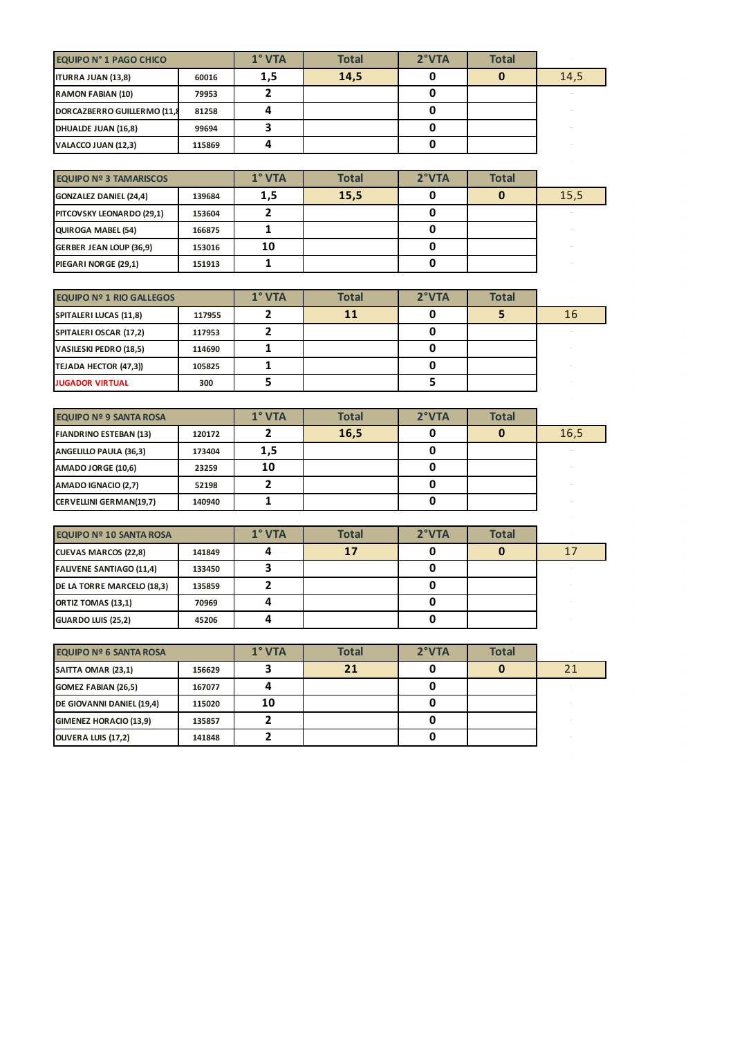| EQUIPO N° 1 PAGO CHICO | | 1° VTA | Total | 2°VTA | Total | |
|---|---|---|---|---|---|---|
| ITURRA JUAN (13,8) | 60016 | 1,5 | 14,5 | 0 | 0 | 14,5 |
| RAMON FABIAN (10) | 79953 | 2 | | 0 | | |
| DORCAZBERRO GUILLERMO (11,8 | 81258 | 4 | | 0 | | |
| DHUALDE JUAN (16,8) | 99694 | 3 | | 0 | | |
| VALACCO JUAN (12,3) | 115869 | 4 | | 0 | | |

| EQUIPO Nº 3 TAMARISCOS | | 1° VTA | Total | 2°VTA | Total | |
|---|---|---|---|---|---|---|
| GONZALEZ DANIEL (24,4) | 139684 | 1,5 | 15,5 | 0 | 0 | 15,5 |
| PITCOVSKY LEONARDO (29,1) | 153604 | 2 | | 0 | | |
| QUIROGA MABEL (54) | 166875 | 1 | | 0 | | |
| GERBER JEAN LOUP (36,9) | 153016 | 10 | | 0 | | |
| PIEGARI NORGE (29,1) | 151913 | 1 | | 0 | | |

| EQUIPO Nº 1 RIO GALLEGOS | | 1° VTA | Total | 2°VTA | Total | |
|---|---|---|---|---|---|---|
| SPITALERI LUCAS (11,8) | 117955 | 2 | 11 | 0 | 5 | 16 |
| SPITALERI OSCAR (17,2) | 117953 | 2 | | 0 | | |
| VASILESKI PEDRO (18,5) | 114690 | 1 | | 0 | | |
| TEJADA HECTOR (47,3)) | 105825 | 1 | | 0 | | |
| JUGADOR VIRTUAL | 300 | 5 | | 5 | | |

| EQUIPO Nº 9 SANTA ROSA | | 1° VTA | Total | 2°VTA | Total | |
|---|---|---|---|---|---|---|
| FIANDRINO ESTEBAN (13) | 120172 | 2 | 16,5 | 0 | 0 | 16,5 |
| ANGELILLO PAULA (36,3) | 173404 | 1,5 | | 0 | | |
| AMADO JORGE (10,6) | 23259 | 10 | | 0 | | |
| AMADO IGNACIO (2,7) | 52198 | 2 | | 0 | | |
| CERVELLINI GERMAN(19,7) | 140940 | 1 | | 0 | | |

| EQUIPO Nº 10 SANTA ROSA | | 1° VTA | Total | 2°VTA | Total | |
|---|---|---|---|---|---|---|
| CUEVAS MARCOS (22,8) | 141849 | 4 | 17 | 0 | 0 | 17 |
| FALIVENE SANTIAGO (11,4) | 133450 | 3 | | 0 | | |
| DE LA TORRE MARCELO (18,3) | 135859 | 2 | | 0 | | |
| ORTIZ TOMAS (13,1) | 70969 | 4 | | 0 | | |
| GUARDO LUIS (25,2) | 45206 | 4 | | 0 | | |

| EQUIPO Nº 6 SANTA ROSA | | 1° VTA | Total | 2°VTA | Total | |
|---|---|---|---|---|---|---|
| SAITTA OMAR (23,1) | 156629 | 3 | 21 | 0 | 0 | 21 |
| GOMEZ FABIAN (26,5) | 167077 | 4 | | 0 | | |
| DE GIOVANNI DANIEL (19,4) | 115020 | 10 | | 0 | | |
| GIMENEZ HORACIO (13,9) | 135857 | 2 | | 0 | | |
| OLIVERA LUIS (17,2) | 141848 | 2 | | 0 | | |